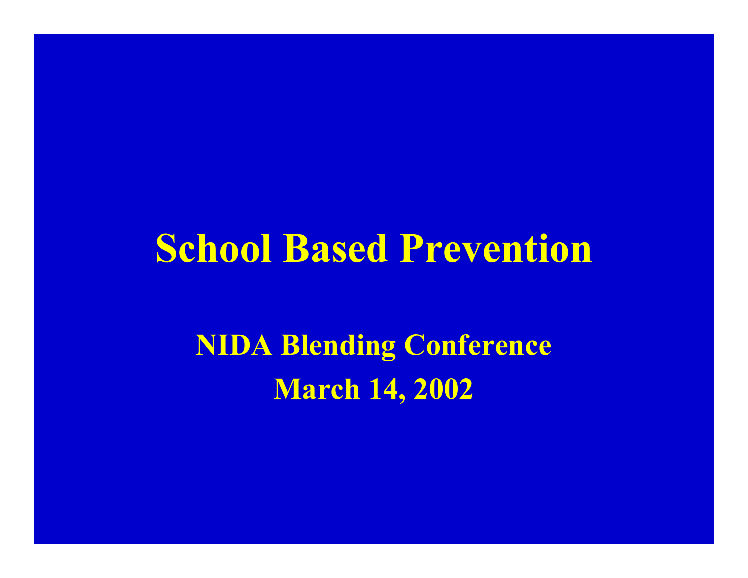# School Based Prevention

**NIDA Blending Conference**

**March 14, 2002**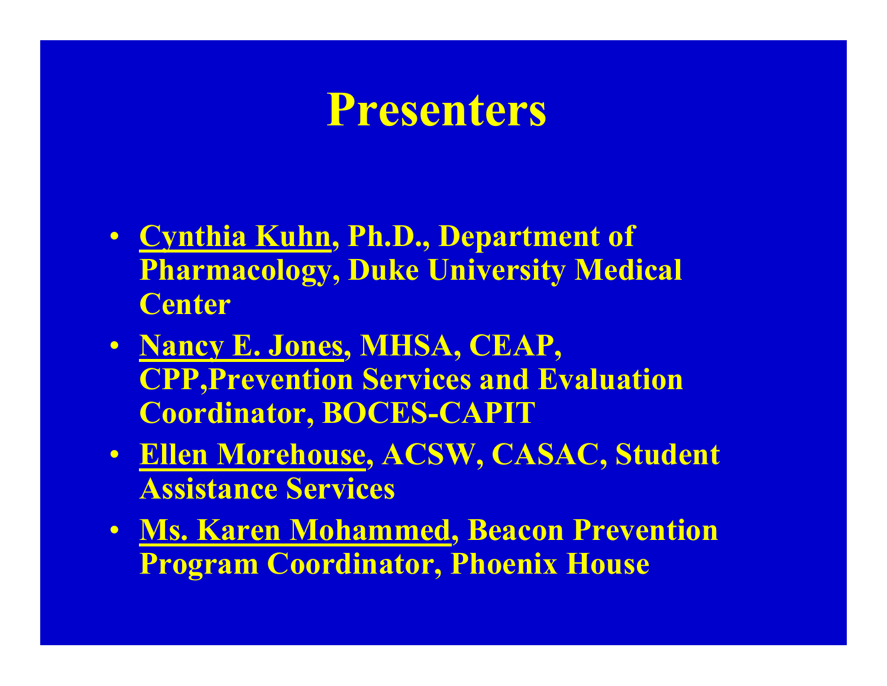# Presenters

- Cynthia Kuhn, Ph.D., Department of Pharmacology, Duke University Medical Center
- Nancy E. Jones, MHSA, CEAP, CPP,Prevention Services and Evaluation Coordinator, BOCES-CAPIT
- Ellen Morehouse, ACSW, CASAC, Student Assistance Services
- Ms. Karen Mohammed, Beacon Prevention Program Coordinator, Phoenix House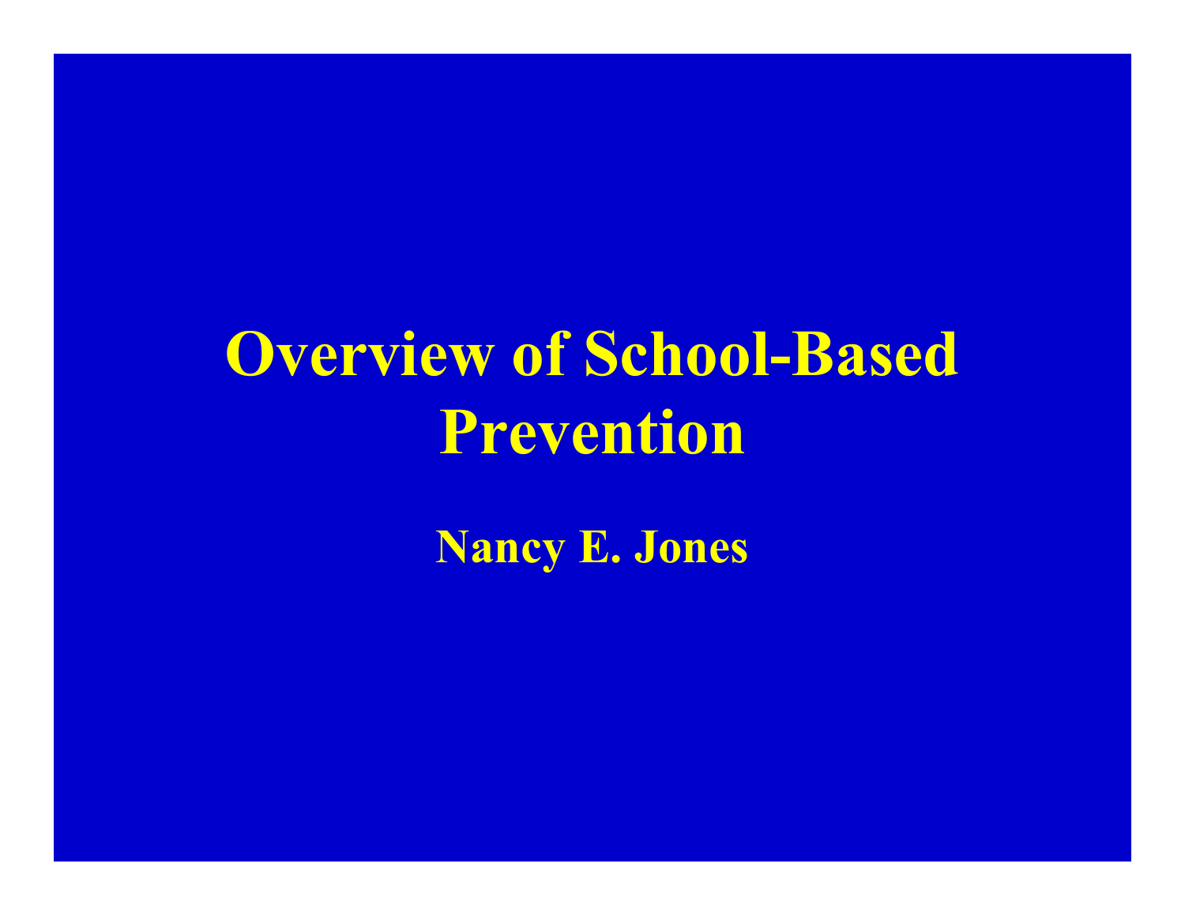# Overview of School-Based Prevention

**Nancy E. Jones**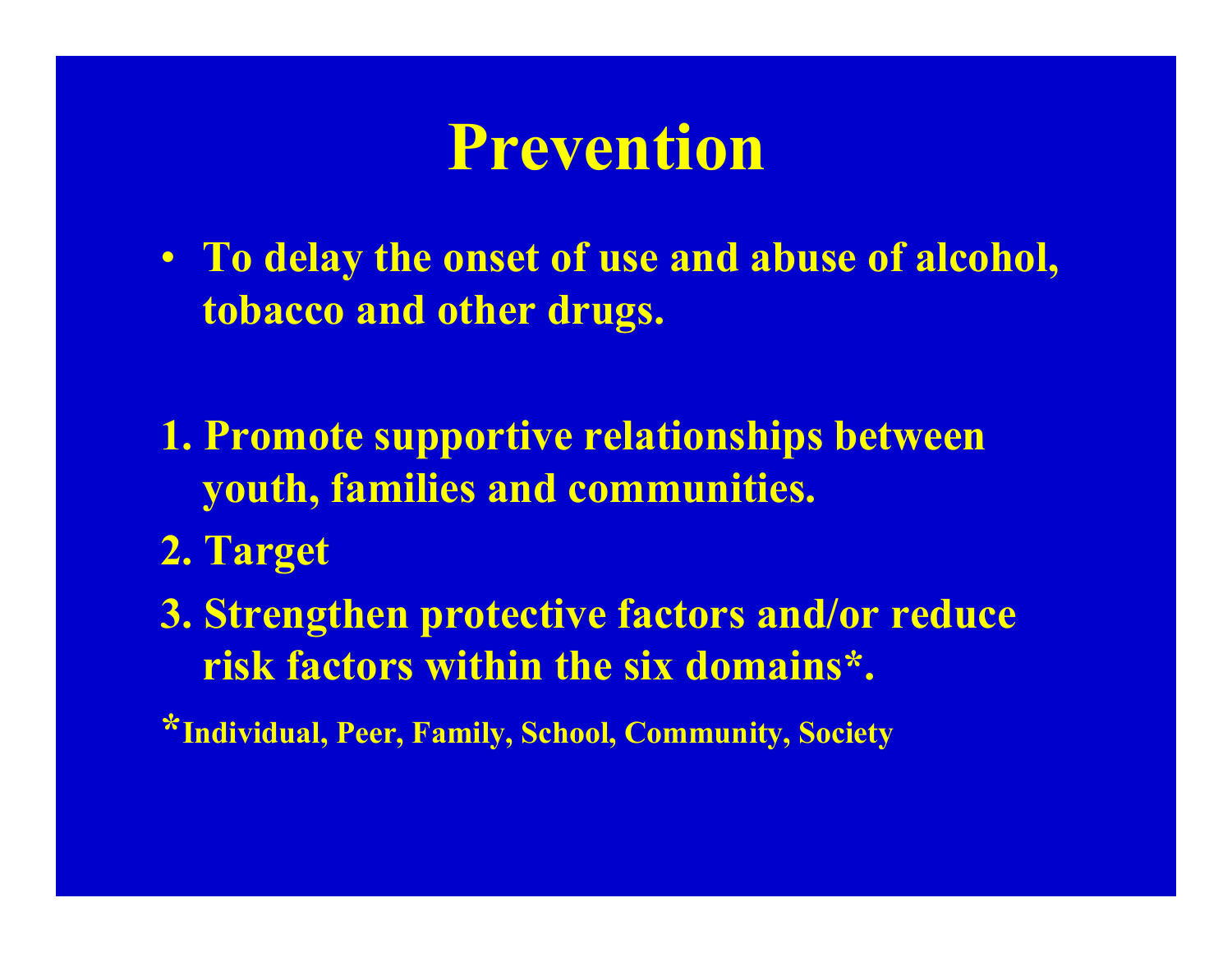# Prevention

- **To delay the onset of use and abuse of alcohol, tobacco and other drugs.**

1. **Promote supportive relationships between youth, families and communities.**
2. **Target**
3. **Strengthen protective factors and/or reduce risk factors within the six domains*.**

**\*Individual, Peer, Family, School, Community, Society**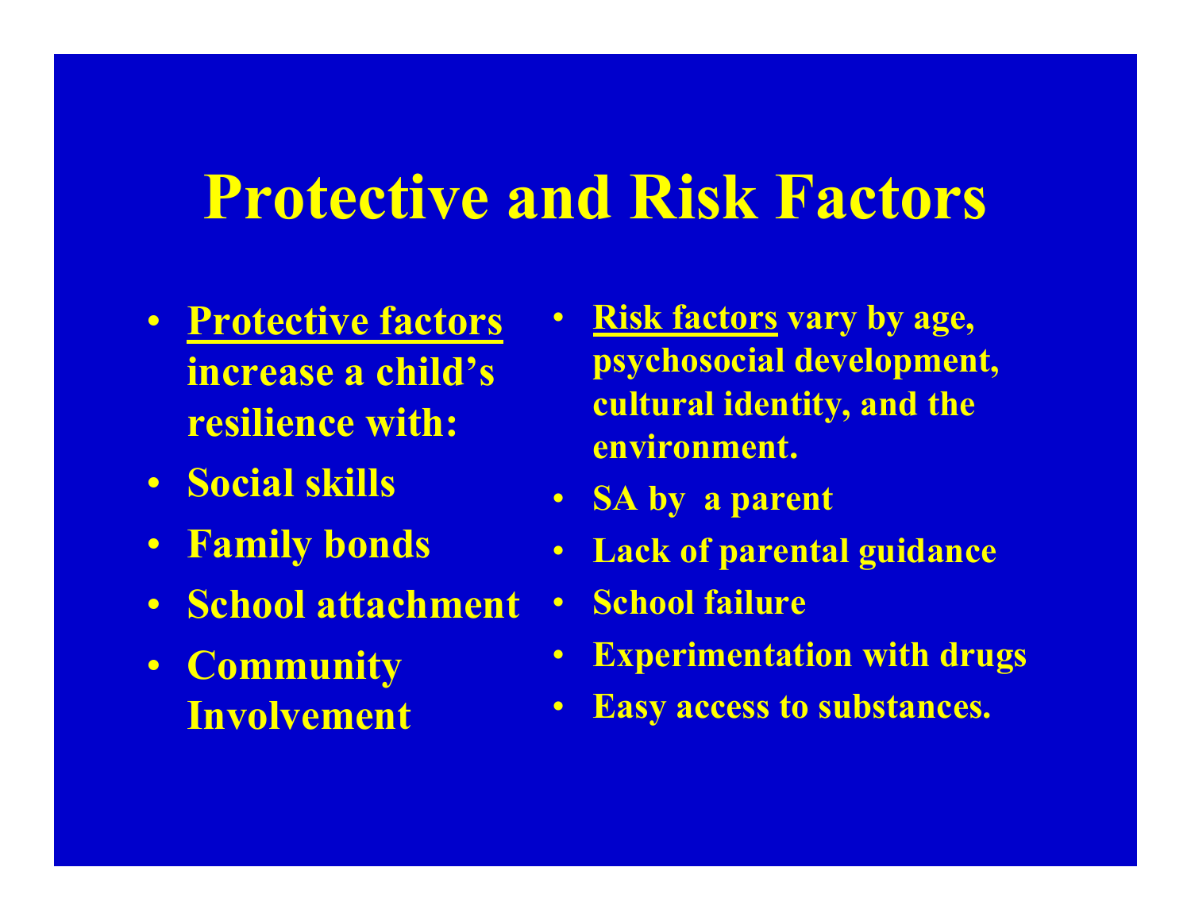# Protective and Risk Factors

- <u>Protective factors</u> increase a child's resilience with:
- Social skills
- Family bonds
- School attachment
- Community Involvement

- <u>Risk factors</u> vary by age, psychosocial development, cultural identity, and the environment.
- SA by a parent
- Lack of parental guidance
- School failure
- Experimentation with drugs
- Easy access to substances.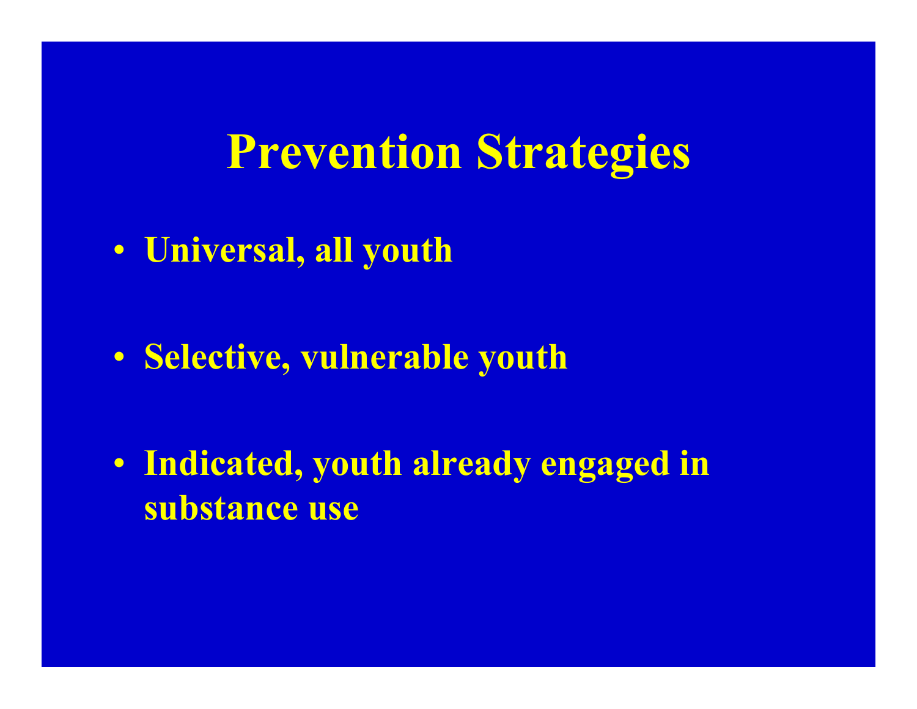# Prevention Strategies

- **Universal, all youth**
- **Selective, vulnerable youth**
- **Indicated, youth already engaged in substance use**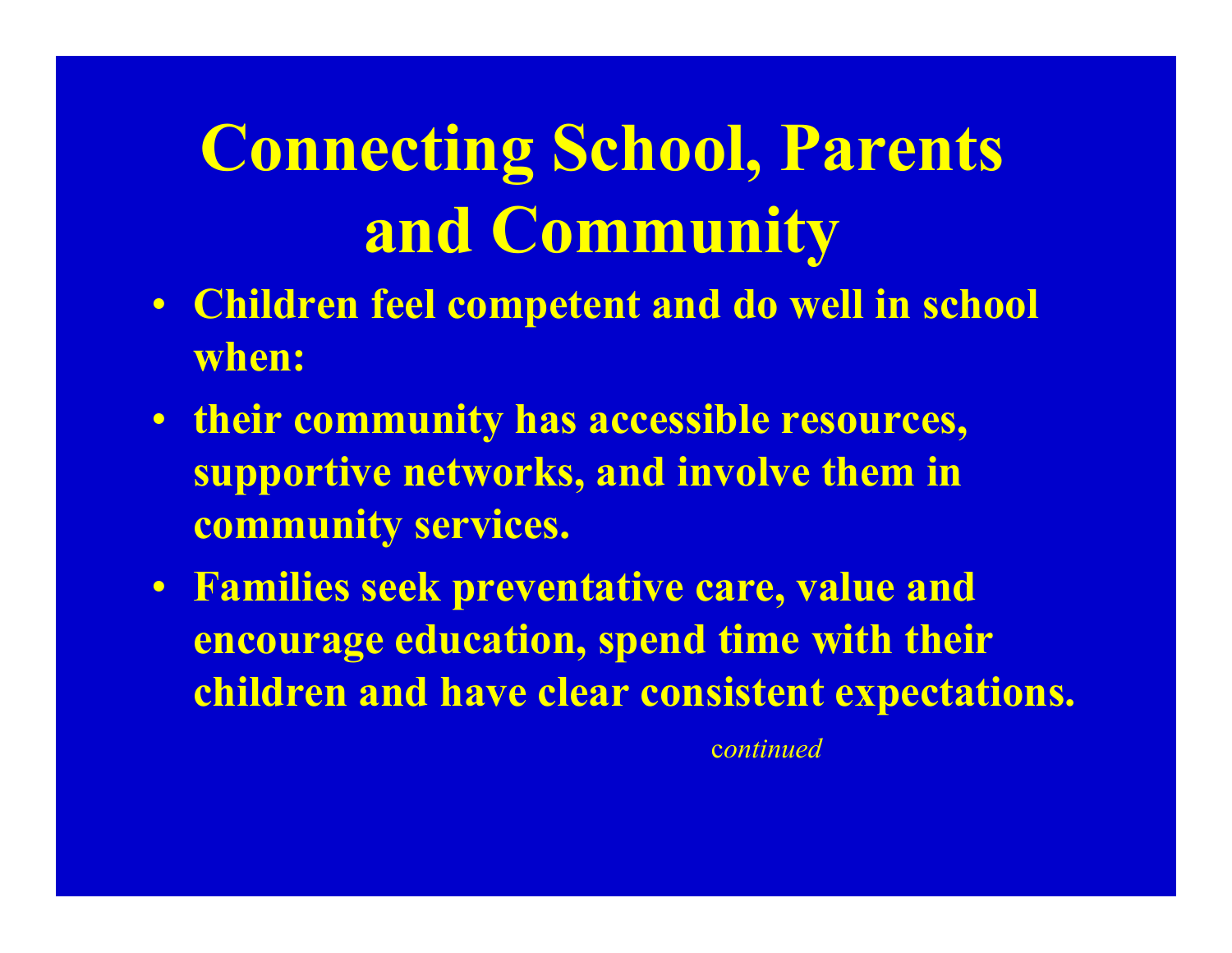# Connecting School, Parents and Community

- Children feel competent and do well in school when:
- their community has accessible resources, supportive networks, and involve them in community services.
- Families seek preventative care, value and encourage education, spend time with their children and have clear consistent expectations.

*continued*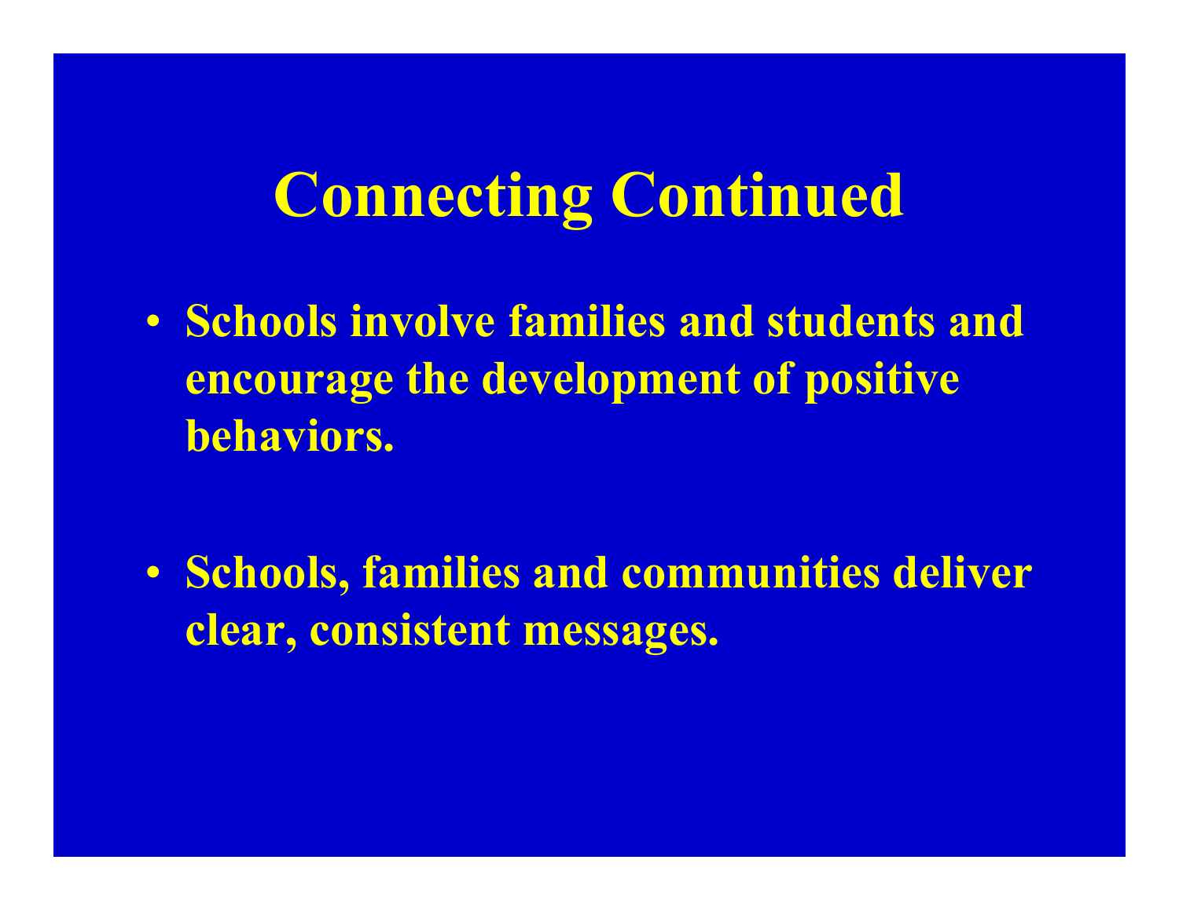# Connecting Continued

- Schools involve families and students and encourage the development of positive behaviors.

- Schools, families and communities deliver clear, consistent messages.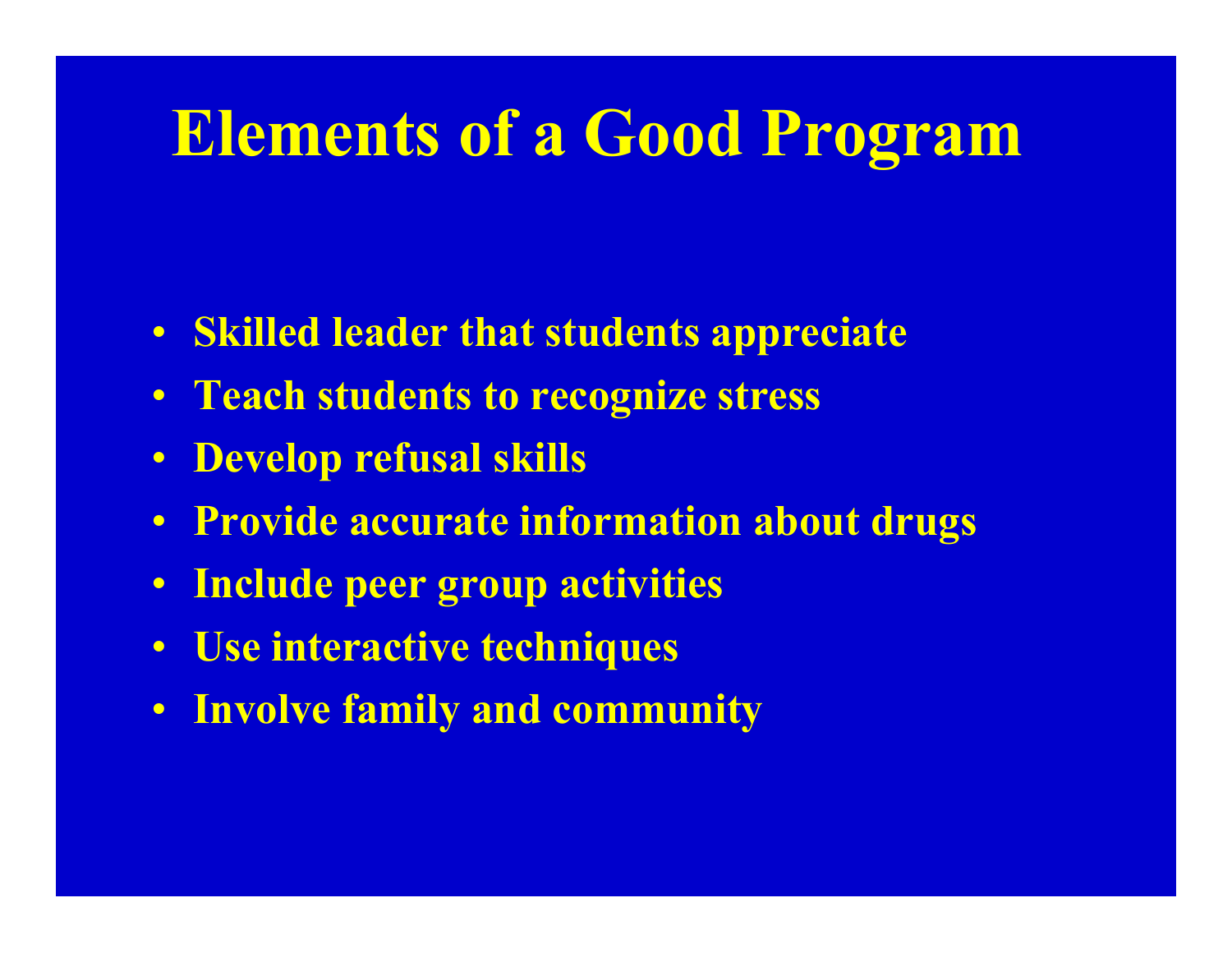# Elements of a Good Program

- Skilled leader that students appreciate
- Teach students to recognize stress
- Develop refusal skills
- Provide accurate information about drugs
- Include peer group activities
- Use interactive techniques
- Involve family and community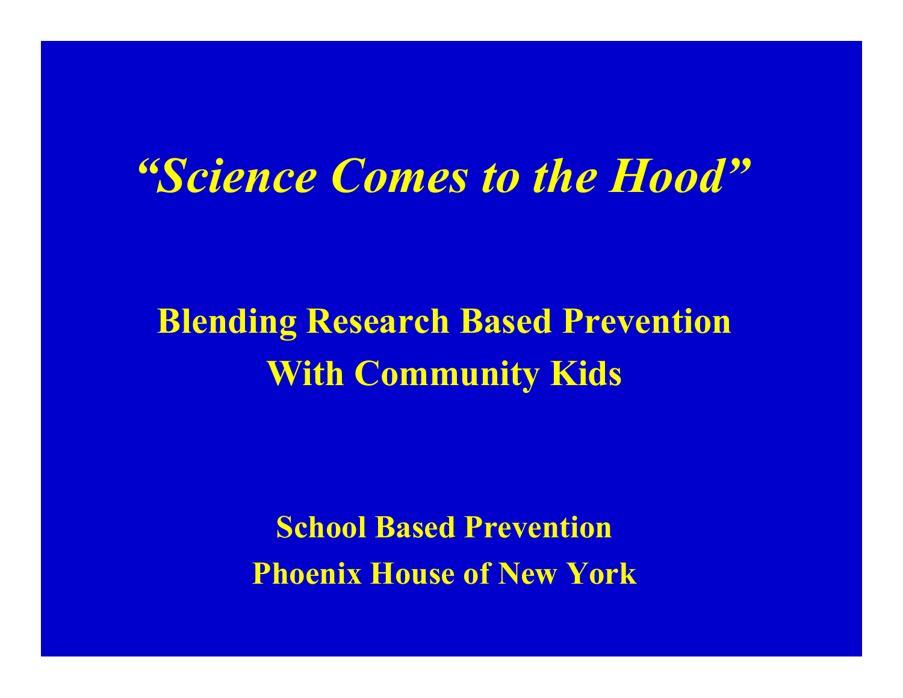# *“Science Comes to the Hood”*

## Blending Research Based Prevention With Community Kids

**School Based Prevention**
**Phoenix House of New York**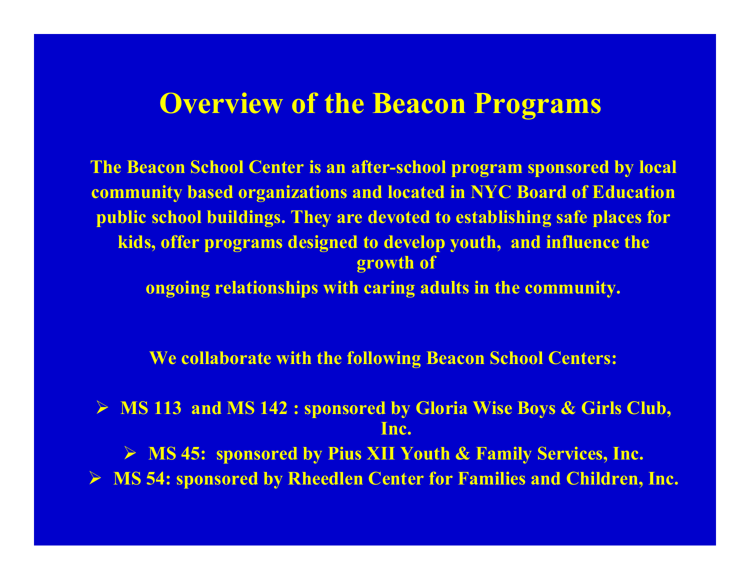# Overview of the Beacon Programs

**The Beacon School Center is an after-school program sponsored by local community based organizations and located in NYC Board of Education public school buildings. They are devoted to establishing safe places for kids, offer programs designed to develop youth, and influence the growth of ongoing relationships with caring adults in the community.**

**We collaborate with the following Beacon School Centers:**

- **MS 113 and MS 142 : sponsored by Gloria Wise Boys & Girls Club, Inc.**
- **MS 45: sponsored by Pius XII Youth & Family Services, Inc.**
- **MS 54: sponsored by Rheedlen Center for Families and Children, Inc.**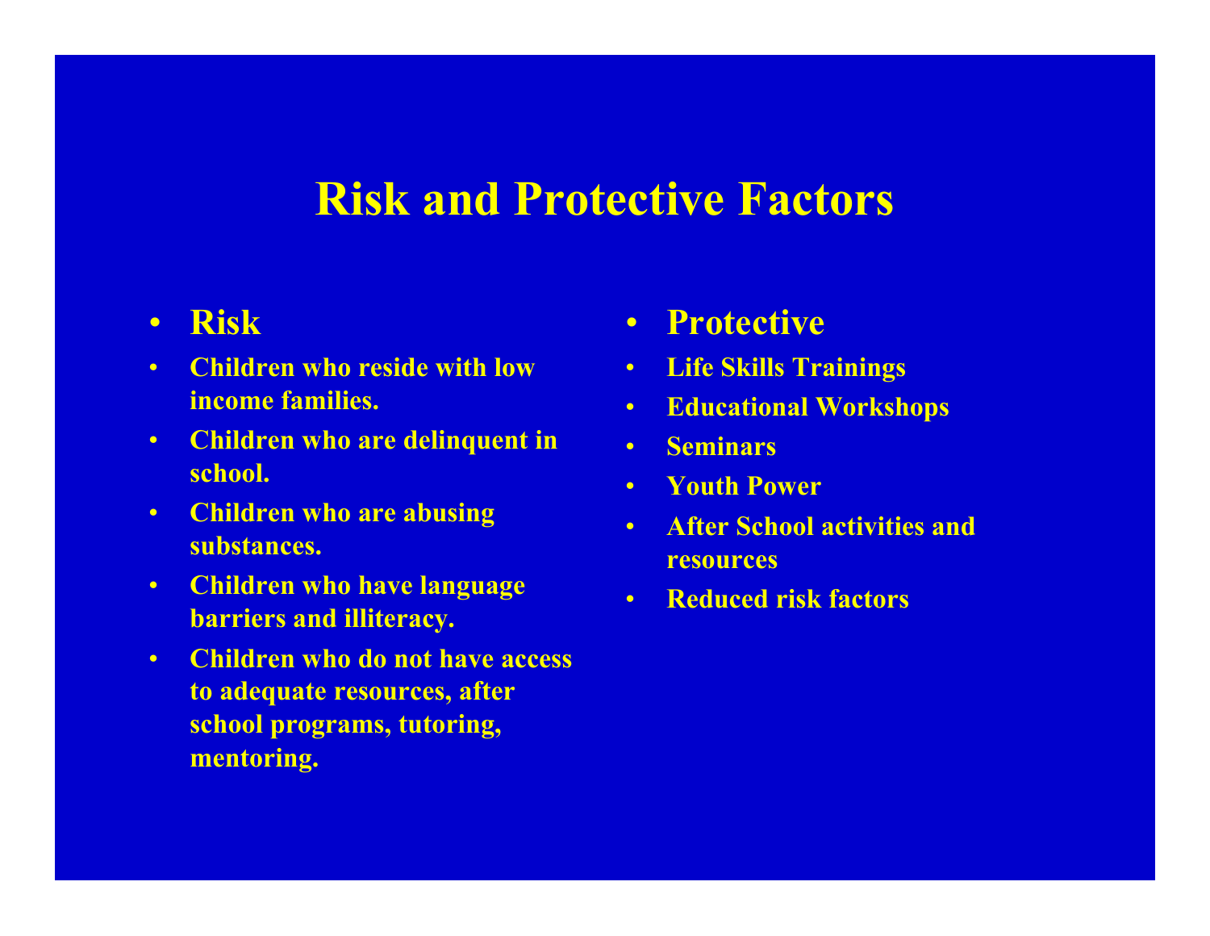# Risk and Protective Factors

- **Risk**
- **Children who reside with low income families.**
- **Children who are delinquent in school.**
- **Children who are abusing substances.**
- **Children who have language barriers and illiteracy.**
- **Children who do not have access to adequate resources, after school programs, tutoring, mentoring.**

- **Protective**
- **Life Skills Trainings**
- **Educational Workshops**
- **Seminars**
- **Youth Power**
- **After School activities and resources**
- **Reduced risk factors**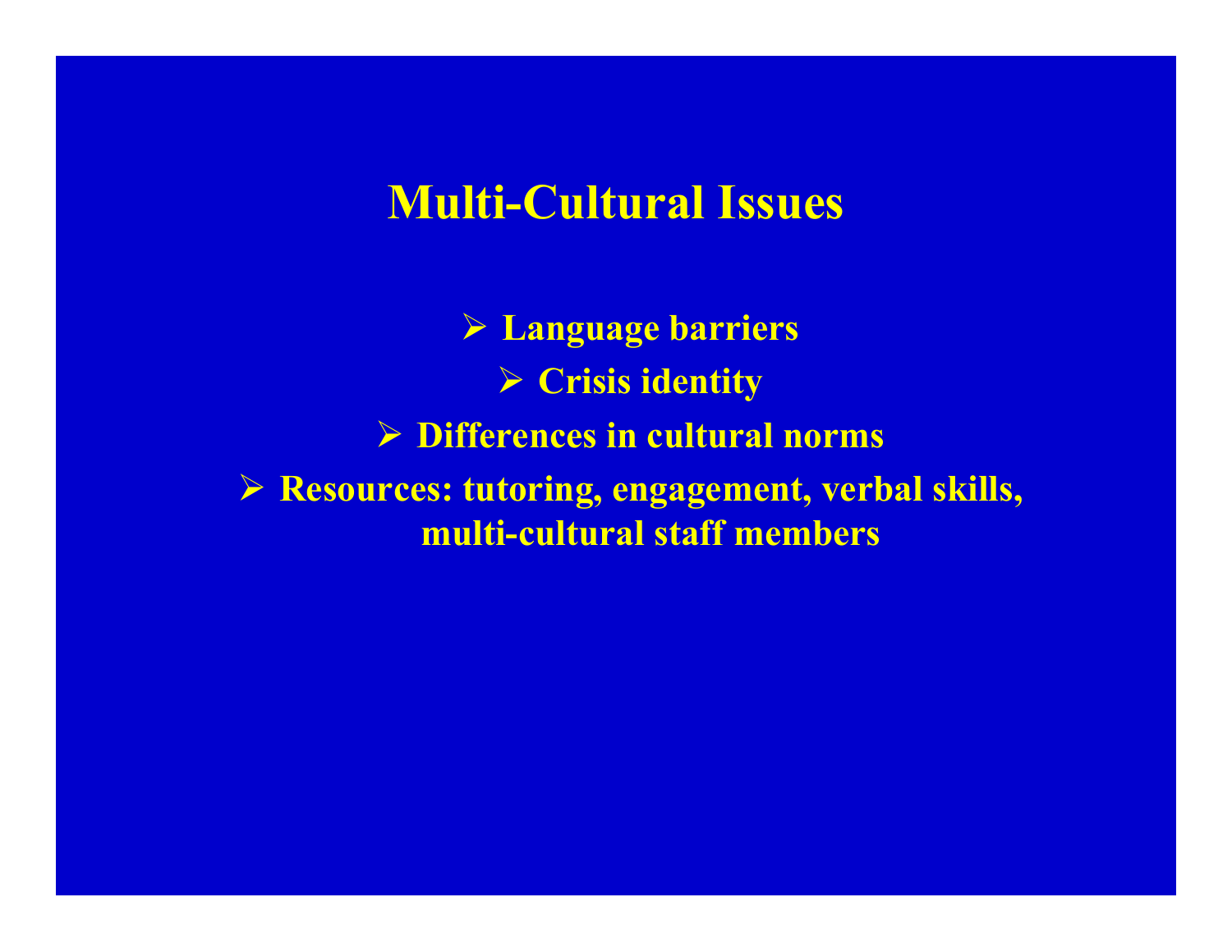# Multi-Cultural Issues

- Language barriers
- Crisis identity
- Differences in cultural norms
- Resources: tutoring, engagement, verbal skills, multi-cultural staff members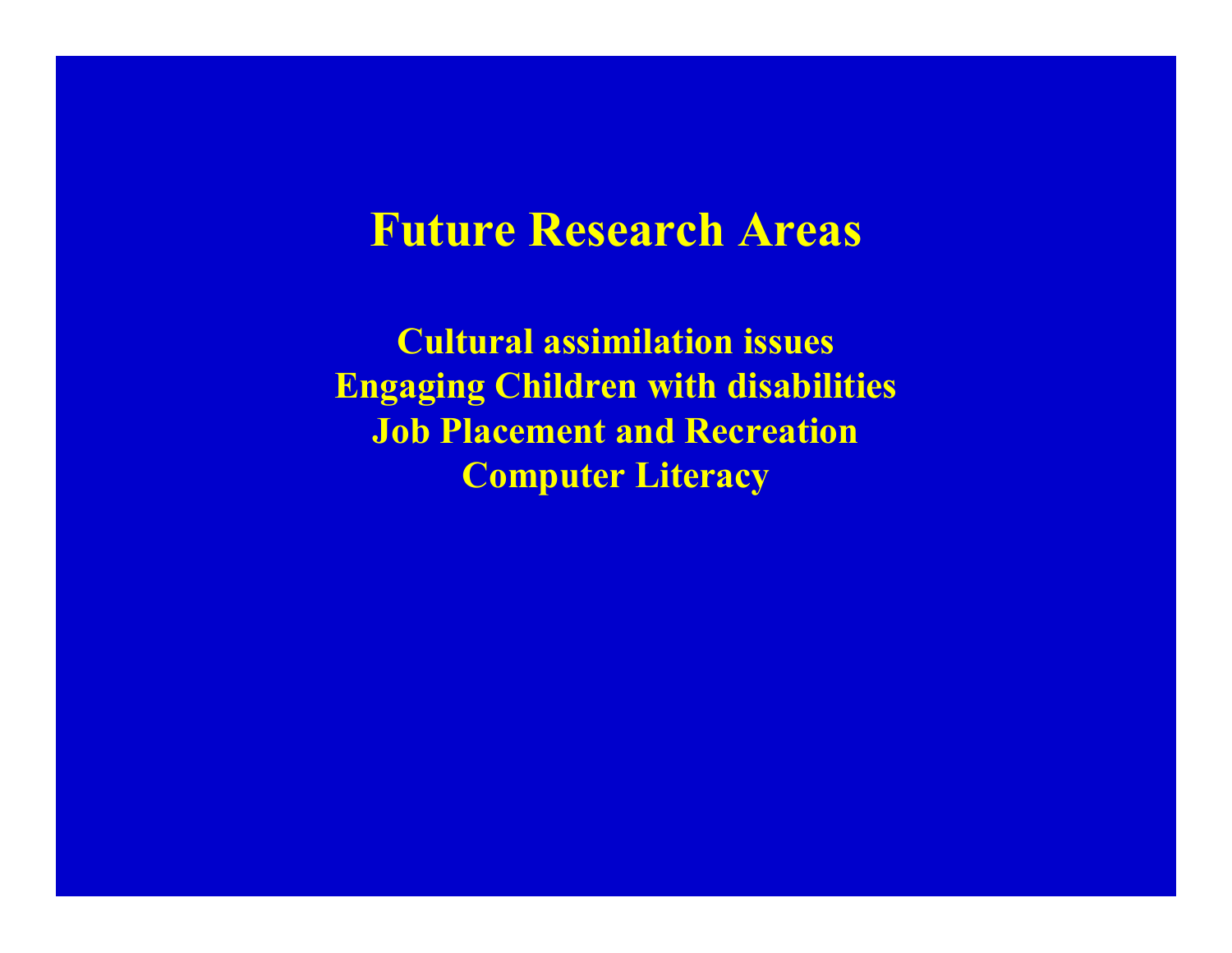# Future Research Areas

**Cultural assimilation issues**
**Engaging Children with disabilities**
**Job Placement and Recreation**
**Computer Literacy**